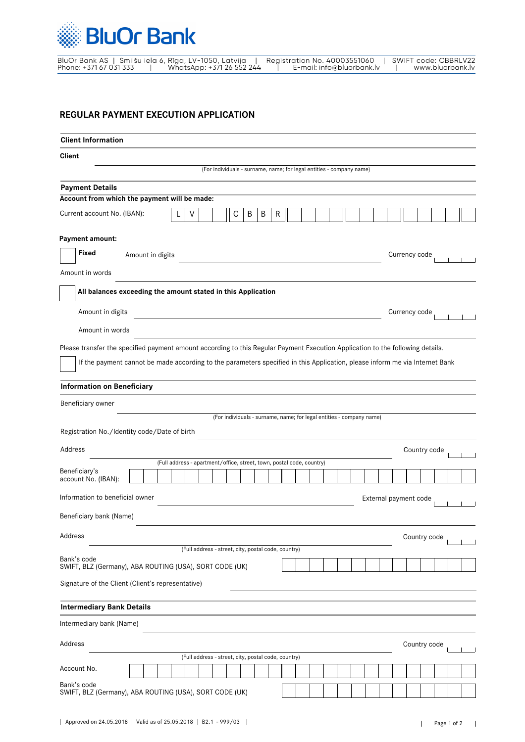BluOr Bank

BluOr Bank AS | Smilšu iela 6, Riga, LV-1050, Latvija | Registration No. 40003551060 | SWIFT code: CBBRLV22
Phone: +371 67 031 333 | WhatsApp: +371 26 552 244 | E-mail: info@bluorbank.lv | www.bluorbank.lv

# REGULAR PAYMENT EXECUTION APPLICATION

## Client Information

**Client** ______________________________
(For individuals - surname, name; for legal entities - company name)

## Payment Details

**Account from which the payment will be made:**

Current account No. (IBAN): L V _ _ C B B R _ _ _ _ _ _ _ _ _ _ _ _ _

**Payment amount:**

☐ **Fixed** Amount in digits ______________________ Currency code ___

Amount in words ______________________________

☐ **All balances exceeding the amount stated in this Application**

Amount in digits ______________________ Currency code ___

Amount in words ______________________________

Please transfer the specified payment amount according to this Regular Payment Execution Application to the following details.

☐ If the payment cannot be made according to the parameters specified in this Application, please inform me via Internet Bank

## Information on Beneficiary

Beneficiary owner ______________________________
(For individuals - surname, name; for legal entities - company name)

Registration No./Identity code/Date of birth ______________________________

Address ______________________________ Country code ___
(Full address - apartment/office, street, town, postal code, country)

Beneficiary's account No. (IBAN): ______________________________

Information to beneficial owner ______________________ External payment code ___

Beneficiary bank (Name) ______________________________

Address ______________________________ Country code ___
(Full address - street, city, postal code, country)

Bank's code
SWIFT, BLZ (Germany), ABA ROUTING (USA), SORT CODE (UK) ______________________________

Signature of the Client (Client's representative) ______________________________

## Intermediary Bank Details

Intermediary bank (Name) ______________________________

Address ______________________________ Country code ___
(Full address - street, city, postal code, country)

Account No. ______________________________

Bank's code
SWIFT, BLZ (Germany), ABA ROUTING (USA), SORT CODE (UK) ______________________________

Approved on 24.05.2018 | Valid as of 25.05.2018 | B2.1 - 999/03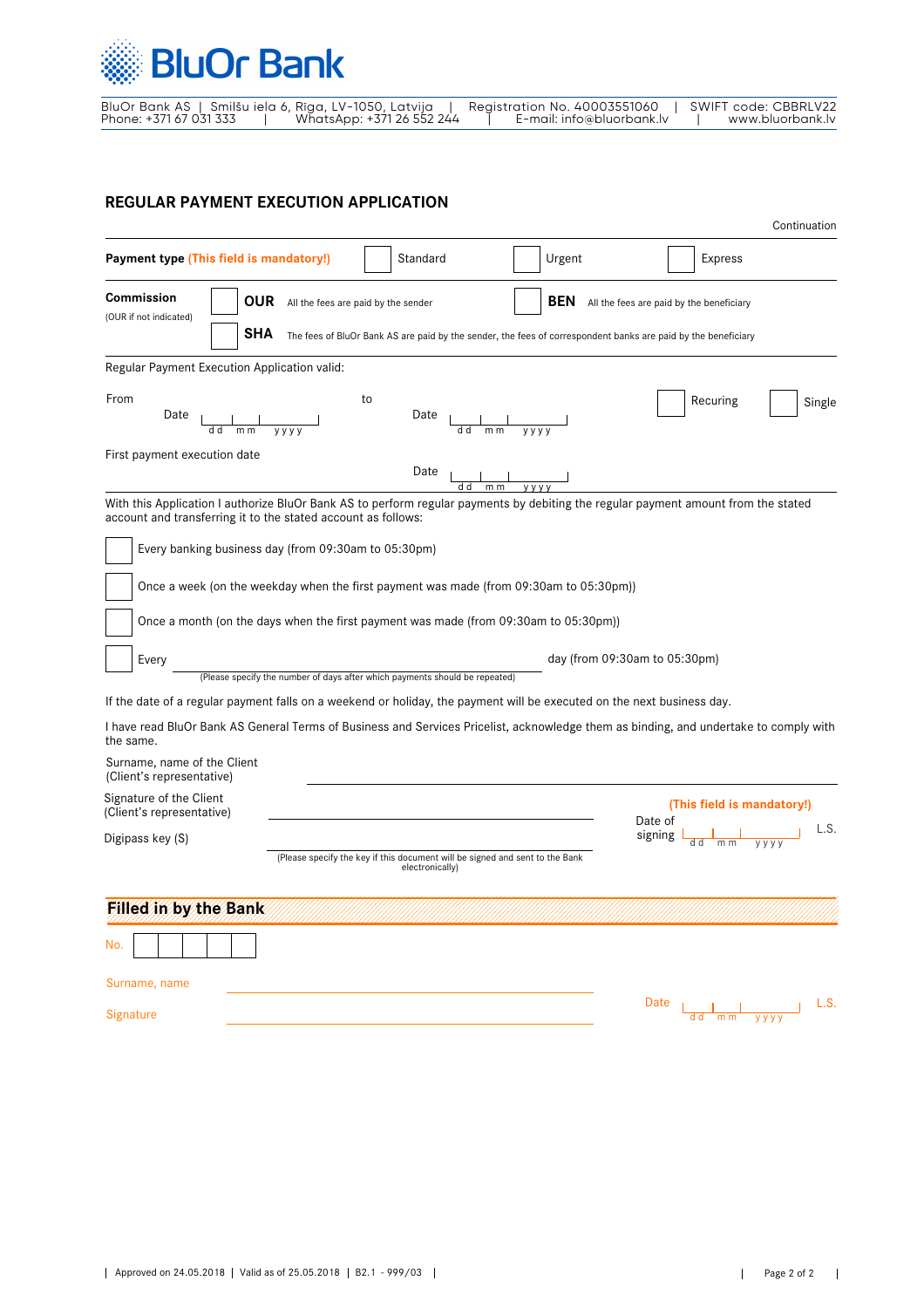# BluOr Bank

BluOr Bank AS | Smilšu iela 6, Riga, LV-1050, Latvija | Registration No. 40003551060 | SWIFT code: CBBRLV22
Phone: +371 67 031 333 | WhatsApp: +371 26 552 244 | E-mail: info@bluorbank.lv | www.bluorbank.lv

## REGULAR PAYMENT EXECUTION APPLICATION

Continuation

**Payment type** (This field is mandatory!) ☐ Standard ☐ Urgent ☐ Express

**Commission** (OUR if not indicated)

☐ **OUR** All the fees are paid by the sender

☐ **BEN** All the fees are paid by the beneficiary

☐ **SHA** The fees of BluOr Bank AS are paid by the sender, the fees of correspondent banks are paid by the beneficiary

Regular Payment Execution Application valid:

From Date __ __ ____ (dd mm yyyy) to Date __ __ ____ (dd mm yyyy) ☐ Recuring ☐ Single

First payment execution date Date __ __ ____ (dd mm yyyy)

With this Application I authorize BluOr Bank AS to perform regular payments by debiting the regular payment amount from the stated account and transferring it to the stated account as follows:

☐ Every banking business day (from 09:30am to 05:30pm)

☐ Once a week (on the weekday when the first payment was made (from 09:30am to 05:30pm))

☐ Once a month (on the days when the first payment was made (from 09:30am to 05:30pm))

☐ Every ______________________ day (from 09:30am to 05:30pm)
(Please specify the number of days after which payments should be repeated)

If the date of a regular payment falls on a weekend or holiday, the payment will be executed on the next business day.

I have read BluOr Bank AS General Terms of Business and Services Pricelist, acknowledge them as binding, and undertake to comply with the same.

Surname, name of the Client (Client's representative) ______________________

Signature of the Client (Client's representative) ______________________

Digipass key (S) ______________________
(Please specify the key if this document will be signed and sent to the Bank electronically)

(This field is mandatory!) Date of signing __ __ ____ (dd mm yyyy) L.S.

## Filled in by the Bank

No. ☐☐☐☐☐

Surname, name ______________________

Signature ______________________

Date __ __ ____ (dd mm yyyy) L.S.

Approved on 24.05.2018 | Valid as of 25.05.2018 | B2.1 - 999/03